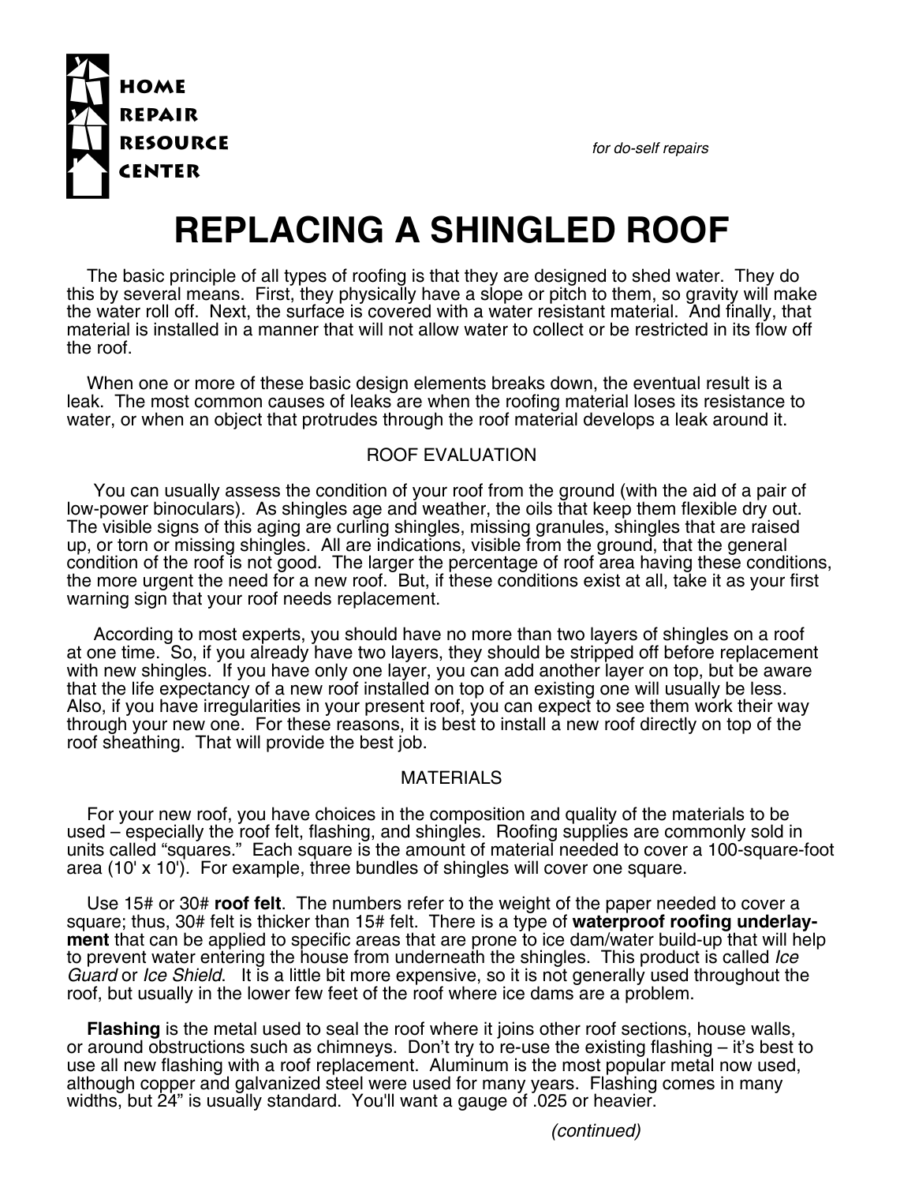HOME
REPAIR
RESOURCE
CENTER

*for do-self repairs*

# REPLACING A SHINGLED ROOF

The basic principle of all types of roofing is that they are designed to shed water. They do this by several means. First, they physically have a slope or pitch to them, so gravity will make the water roll off. Next, the surface is covered with a water resistant material. And finally, that material is installed in a manner that will not allow water to collect or be restricted in its flow off the roof.

When one or more of these basic design elements breaks down, the eventual result is a leak. The most common causes of leaks are when the roofing material loses its resistance to water, or when an object that protrudes through the roof material develops a leak around it.

## ROOF EVALUATION

You can usually assess the condition of your roof from the ground (with the aid of a pair of low-power binoculars). As shingles age and weather, the oils that keep them flexible dry out. The visible signs of this aging are curling shingles, missing granules, shingles that are raised up, or torn or missing shingles. All are indications, visible from the ground, that the general condition of the roof is not good. The larger the percentage of roof area having these conditions, the more urgent the need for a new roof. But, if these conditions exist at all, take it as your first warning sign that your roof needs replacement.

According to most experts, you should have no more than two layers of shingles on a roof at one time. So, if you already have two layers, they should be stripped off before replacement with new shingles. If you have only one layer, you can add another layer on top, but be aware that the life expectancy of a new roof installed on top of an existing one will usually be less. Also, if you have irregularities in your present roof, you can expect to see them work their way through your new one. For these reasons, it is best to install a new roof directly on top of the roof sheathing. That will provide the best job.

## MATERIALS

For your new roof, you have choices in the composition and quality of the materials to be used – especially the roof felt, flashing, and shingles. Roofing supplies are commonly sold in units called "squares." Each square is the amount of material needed to cover a 100-square-foot area (10' x 10'). For example, three bundles of shingles will cover one square.

Use 15# or 30# **roof felt**. The numbers refer to the weight of the paper needed to cover a square; thus, 30# felt is thicker than 15# felt. There is a type of **waterproof roofing underlayment** that can be applied to specific areas that are prone to ice dam/water build-up that will help to prevent water entering the house from underneath the shingles. This product is called *Ice Guard* or *Ice Shield*. It is a little bit more expensive, so it is not generally used throughout the roof, but usually in the lower few feet of the roof where ice dams are a problem.

**Flashing** is the metal used to seal the roof where it joins other roof sections, house walls, or around obstructions such as chimneys. Don't try to re-use the existing flashing – it's best to use all new flashing with a roof replacement. Aluminum is the most popular metal now used, although copper and galvanized steel were used for many years. Flashing comes in many widths, but 24" is usually standard. You'll want a gauge of .025 or heavier.

*(continued)*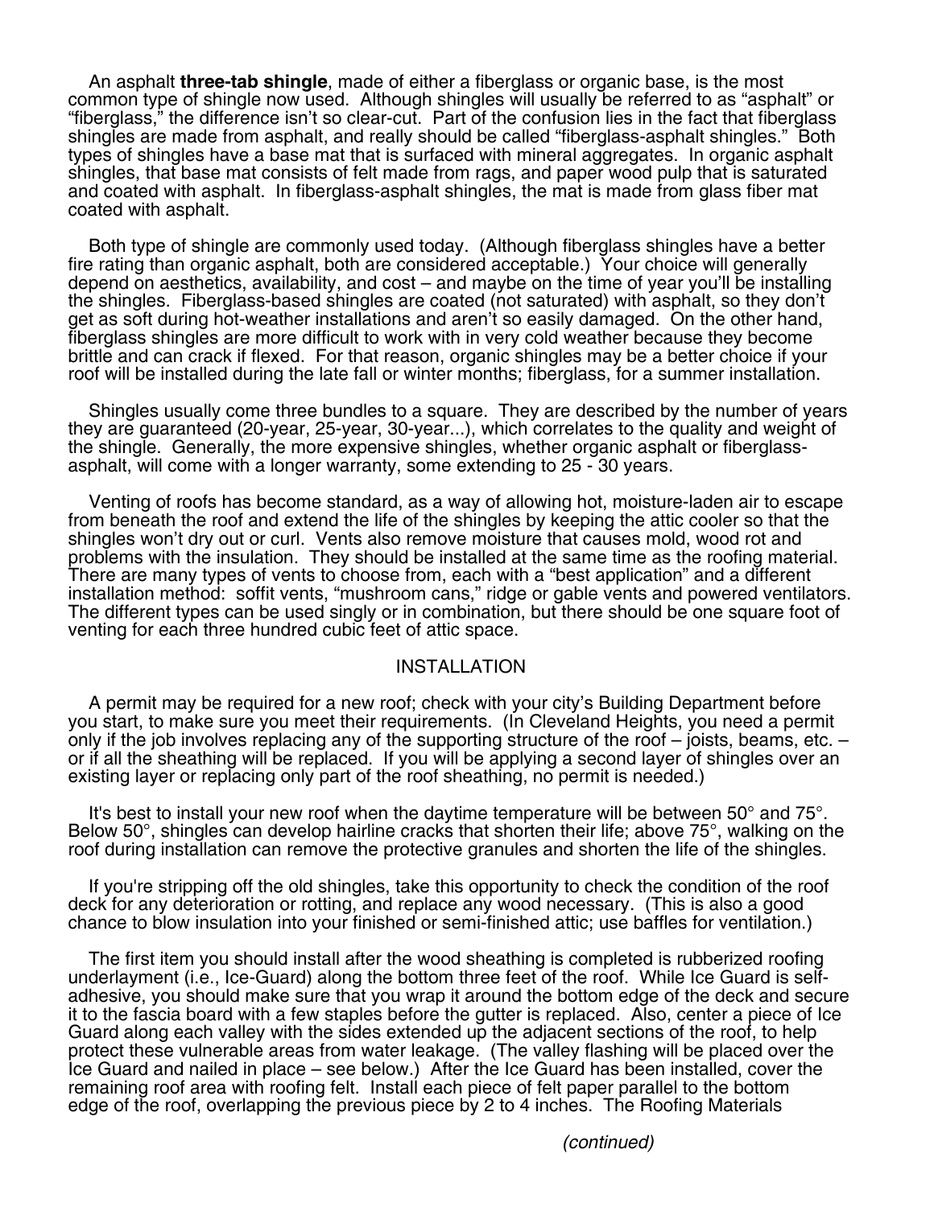An asphalt **three-tab shingle**, made of either a fiberglass or organic base, is the most common type of shingle now used. Although shingles will usually be referred to as "asphalt" or "fiberglass," the difference isn't so clear-cut. Part of the confusion lies in the fact that fiberglass shingles are made from asphalt, and really should be called "fiberglass-asphalt shingles." Both types of shingles have a base mat that is surfaced with mineral aggregates. In organic asphalt shingles, that base mat consists of felt made from rags, and paper wood pulp that is saturated and coated with asphalt. In fiberglass-asphalt shingles, the mat is made from glass fiber mat coated with asphalt.

Both type of shingle are commonly used today. (Although fiberglass shingles have a better fire rating than organic asphalt, both are considered acceptable.) Your choice will generally depend on aesthetics, availability, and cost – and maybe on the time of year you'll be installing the shingles. Fiberglass-based shingles are coated (not saturated) with asphalt, so they don't get as soft during hot-weather installations and aren't so easily damaged. On the other hand, fiberglass shingles are more difficult to work with in very cold weather because they become brittle and can crack if flexed. For that reason, organic shingles may be a better choice if your roof will be installed during the late fall or winter months; fiberglass, for a summer installation.

Shingles usually come three bundles to a square. They are described by the number of years they are guaranteed (20-year, 25-year, 30-year...), which correlates to the quality and weight of the shingle. Generally, the more expensive shingles, whether organic asphalt or fiberglass-asphalt, will come with a longer warranty, some extending to 25 - 30 years.

Venting of roofs has become standard, as a way of allowing hot, moisture-laden air to escape from beneath the roof and extend the life of the shingles by keeping the attic cooler so that the shingles won't dry out or curl. Vents also remove moisture that causes mold, wood rot and problems with the insulation. They should be installed at the same time as the roofing material. There are many types of vents to choose from, each with a "best application" and a different installation method: soffit vents, "mushroom cans," ridge or gable vents and powered ventilators. The different types can be used singly or in combination, but there should be one square foot of venting for each three hundred cubic feet of attic space.

## INSTALLATION

A permit may be required for a new roof; check with your city's Building Department before you start, to make sure you meet their requirements. (In Cleveland Heights, you need a permit only if the job involves replacing any of the supporting structure of the roof – joists, beams, etc. – or if all the sheathing will be replaced. If you will be applying a second layer of shingles over an existing layer or replacing only part of the roof sheathing, no permit is needed.)

It's best to install your new roof when the daytime temperature will be between 50° and 75°. Below 50°, shingles can develop hairline cracks that shorten their life; above 75°, walking on the roof during installation can remove the protective granules and shorten the life of the shingles.

If you're stripping off the old shingles, take this opportunity to check the condition of the roof deck for any deterioration or rotting, and replace any wood necessary. (This is also a good chance to blow insulation into your finished or semi-finished attic; use baffles for ventilation.)

The first item you should install after the wood sheathing is completed is rubberized roofing underlayment (i.e., Ice-Guard) along the bottom three feet of the roof. While Ice Guard is self-adhesive, you should make sure that you wrap it around the bottom edge of the deck and secure it to the fascia board with a few staples before the gutter is replaced. Also, center a piece of Ice Guard along each valley with the sides extended up the adjacent sections of the roof, to help protect these vulnerable areas from water leakage. (The valley flashing will be placed over the Ice Guard and nailed in place – see below.) After the Ice Guard has been installed, cover the remaining roof area with roofing felt. Install each piece of felt paper parallel to the bottom edge of the roof, overlapping the previous piece by 2 to 4 inches. The Roofing Materials

*(continued)*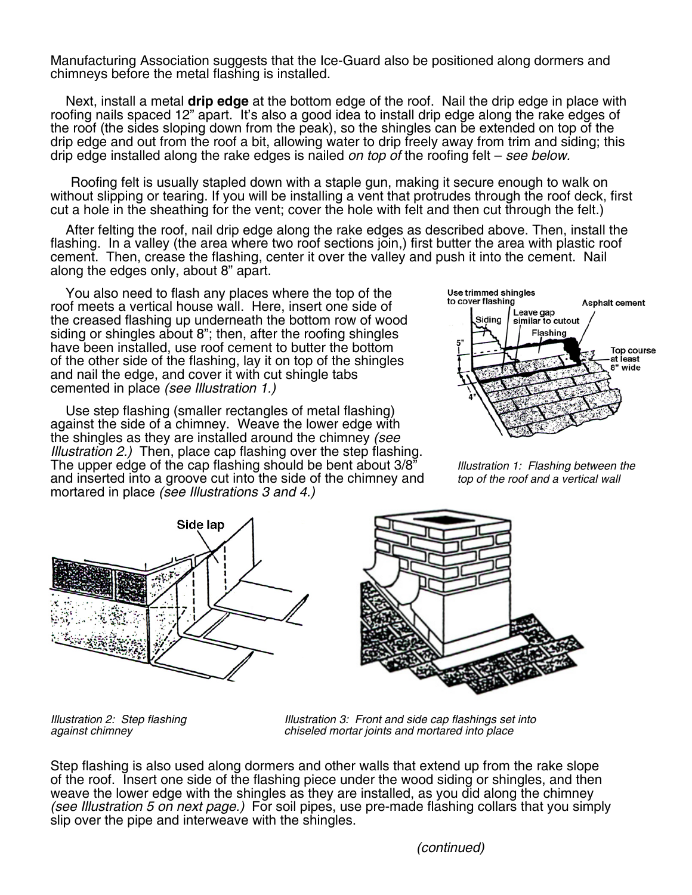Manufacturing Association suggests that the Ice-Guard also be positioned along dormers and chimneys before the metal flashing is installed.

Next, install a metal **drip edge** at the bottom edge of the roof. Nail the drip edge in place with roofing nails spaced 12" apart. It's also a good idea to install drip edge along the rake edges of the roof (the sides sloping down from the peak), so the shingles can be extended on top of the drip edge and out from the roof a bit, allowing water to drip freely away from trim and siding; this drip edge installed along the rake edges is nailed *on top of* the roofing felt – *see below.*

Roofing felt is usually stapled down with a staple gun, making it secure enough to walk on without slipping or tearing. If you will be installing a vent that protrudes through the roof deck, first cut a hole in the sheathing for the vent; cover the hole with felt and then cut through the felt.)

After felting the roof, nail drip edge along the rake edges as described above. Then, install the flashing. In a valley (the area where two roof sections join,) first butter the area with plastic roof cement. Then, crease the flashing, center it over the valley and push it into the cement. Nail along the edges only, about 8" apart.

You also need to flash any places where the top of the roof meets a vertical house wall. Here, insert one side of the creased flashing up underneath the bottom row of wood siding or shingles about 8"; then, after the roofing shingles have been installed, use roof cement to butter the bottom of the other side of the flashing, lay it on top of the shingles and nail the edge, and cover it with cut shingle tabs cemented in place *(see Illustration 1.)*

Use step flashing (smaller rectangles of metal flashing) against the side of a chimney. Weave the lower edge with the shingles as they are installed around the chimney *(see Illustration 2.)* Then, place cap flashing over the step flashing. The upper edge of the cap flashing should be bent about 3/8" and inserted into a groove cut into the side of the chimney and mortared in place *(see Illustrations 3 and 4.)*

*Illustration 1: Flashing between the top of the roof and a vertical wall*

*Illustration 2: Step flashing against chimney*

*Illustration 3: Front and side cap flashings set into chiseled mortar joints and mortared into place*

Step flashing is also used along dormers and other walls that extend up from the rake slope of the roof. Insert one side of the flashing piece under the wood siding or shingles, and then weave the lower edge with the shingles as they are installed, as you did along the chimney *(see Illustration 5 on next page.)* For soil pipes, use pre-made flashing collars that you simply slip over the pipe and interweave with the shingles.

*(continued)*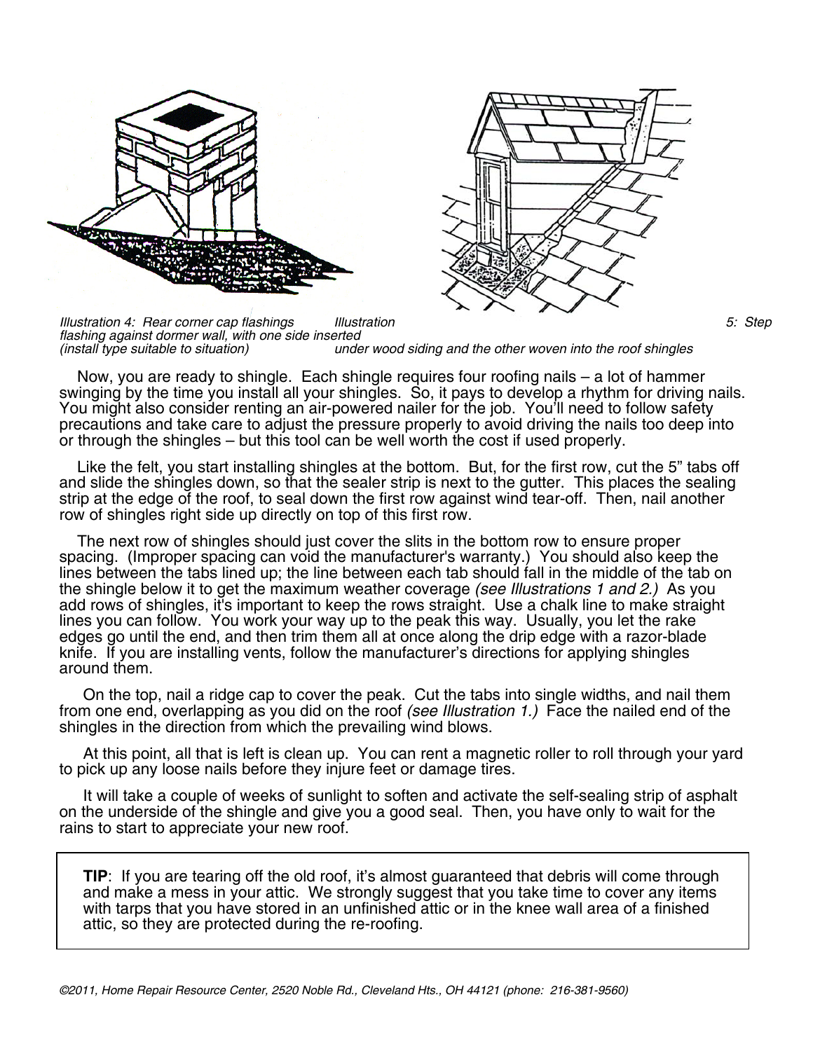*Illustration 4: Rear corner cap flashings (install type suitable to situation)*

*Illustration 5: Step flashing against dormer wall, with one side inserted under wood siding and the other woven into the roof shingles*

Now, you are ready to shingle. Each shingle requires four roofing nails – a lot of hammer swinging by the time you install all your shingles. So, it pays to develop a rhythm for driving nails. You might also consider renting an air-powered nailer for the job. You'll need to follow safety precautions and take care to adjust the pressure properly to avoid driving the nails too deep into or through the shingles – but this tool can be well worth the cost if used properly.

Like the felt, you start installing shingles at the bottom. But, for the first row, cut the 5" tabs off and slide the shingles down, so that the sealer strip is next to the gutter. This places the sealing strip at the edge of the roof, to seal down the first row against wind tear-off. Then, nail another row of shingles right side up directly on top of this first row.

The next row of shingles should just cover the slits in the bottom row to ensure proper spacing. (Improper spacing can void the manufacturer's warranty.) You should also keep the lines between the tabs lined up; the line between each tab should fall in the middle of the tab on the shingle below it to get the maximum weather coverage *(see Illustrations 1 and 2.)* As you add rows of shingles, it's important to keep the rows straight. Use a chalk line to make straight lines you can follow. You work your way up to the peak this way. Usually, you let the rake edges go until the end, and then trim them all at once along the drip edge with a razor-blade knife. If you are installing vents, follow the manufacturer's directions for applying shingles around them.

On the top, nail a ridge cap to cover the peak. Cut the tabs into single widths, and nail them from one end, overlapping as you did on the roof *(see Illustration 1.)* Face the nailed end of the shingles in the direction from which the prevailing wind blows.

At this point, all that is left is clean up. You can rent a magnetic roller to roll through your yard to pick up any loose nails before they injure feet or damage tires.

It will take a couple of weeks of sunlight to soften and activate the self-sealing strip of asphalt on the underside of the shingle and give you a good seal. Then, you have only to wait for the rains to start to appreciate your new roof.

> **TIP**: If you are tearing off the old roof, it's almost guaranteed that debris will come through and make a mess in your attic. We strongly suggest that you take time to cover any items with tarps that you have stored in an unfinished attic or in the knee wall area of a finished attic, so they are protected during the re-roofing.

*©2011, Home Repair Resource Center, 2520 Noble Rd., Cleveland Hts., OH 44121 (phone: 216-381-9560)*